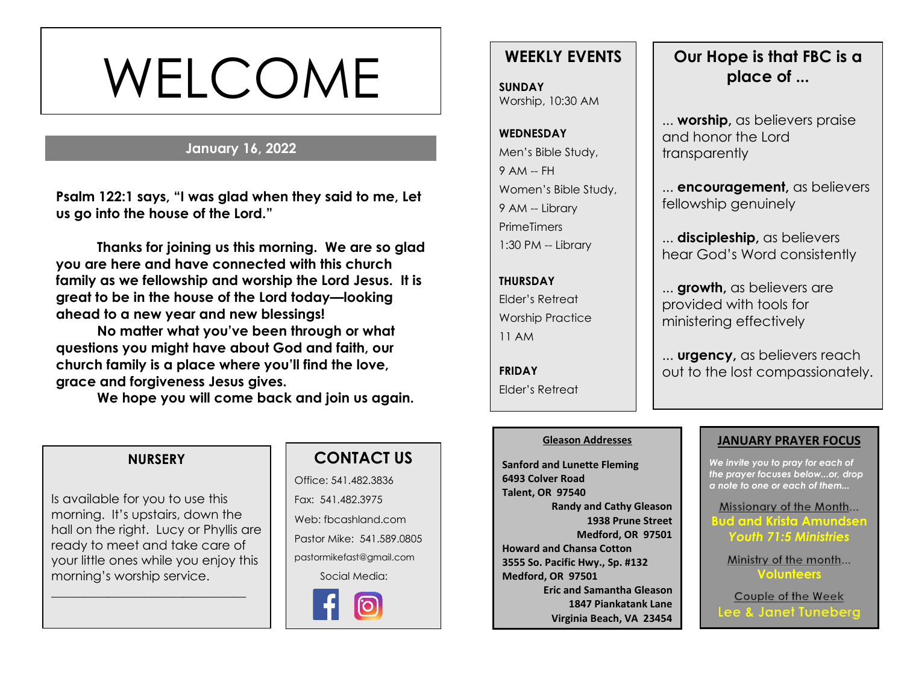# WELCOME

**January 16, 2022**

**Psalm 122:1 says, "I was glad when they said to me, Let us go into the house of the Lord."**

**Thanks for joining us this morning. We are so glad you are here and have connected with this church family as we fellowship and worship the Lord Jesus. It is great to be in the house of the Lord today—looking ahead to a new year and new blessings!**

**No matter what you've been through or what questions you might have about God and faith, our church family is a place where you'll find the love, grace and forgiveness Jesus gives.**

**We hope you will come back and join us again.**

## NURSERY

Is available for you to use this morning. It's upstairs, down the hall on the right. Lucy or Phyllis are ready to meet and take care of your little ones while you enjoy this morning's worship service.

## CONTACT US

Office: 541.482.3836

Fax: 541.482.3975

Web: fbcashland.com

Pastor Mike: 541.589.0805

pastormikefast@gmail.com

Social Media:

## WEEKLY EVENTS

**SUNDAY**
Worship, 10:30 AM

**WEDNESDAY**
Men's Bible Study,
9 AM -- FH
Women's Bible Study,
9 AM -- Library
PrimeTimers
1:30 PM -- Library

**THURSDAY**
Elder's Retreat
Worship Practice
11 AM

**FRIDAY**
Elder's Retreat

## Our Hope is that FBC is a place of ...

... **worship,** as believers praise and honor the Lord transparently

... **encouragement,** as believers fellowship genuinely

... **discipleship,** as believers hear God's Word consistently

... **growth,** as believers are provided with tools for ministering effectively

... **urgency,** as believers reach out to the lost compassionately.

## Gleason Addresses

**Sanford and Lunette Fleming**
**6493 Colver Road**
**Talent, OR 97540**

**Randy and Cathy Gleason**
**1938 Prune Street**
**Medford, OR 97501**

**Howard and Chansa Cotton**
**3555 So. Pacific Hwy., Sp. #132**
**Medford, OR 97501**

**Eric and Samantha Gleason**
**1847 Piankatank Lane**
**Virginia Beach, VA 23454**

## JANUARY PRAYER FOCUS

*We invite you to pray for each of the prayer focuses below...or, drop a note to one or each of them...*

Missionary of the Month...
**Bud and Krista Amundsen**
***Youth 71:5 Ministries***

Ministry of the month...
**Volunteers**

Couple of the Week
**Lee & Janet Tuneberg**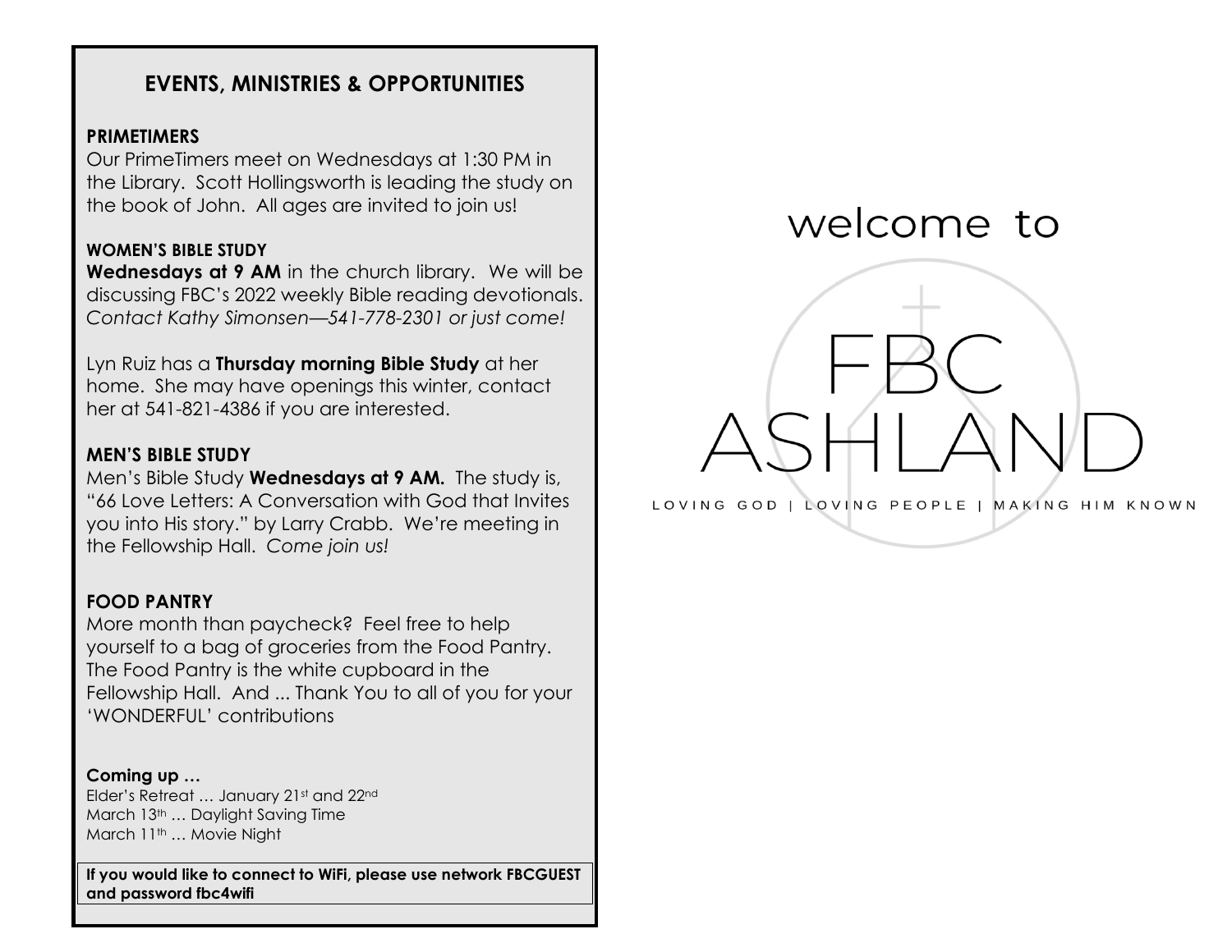## EVENTS, MINISTRIES & OPPORTUNITIES

### PRIMETIMERS

Our PrimeTimers meet on Wednesdays at 1:30 PM in the Library. Scott Hollingsworth is leading the study on the book of John. All ages are invited to join us!

### WOMEN'S BIBLE STUDY

**Wednesdays at 9 AM** in the church library. We will be discussing FBC's 2022 weekly Bible reading devotionals. *Contact Kathy Simonsen—541-778-2301 or just come!*

Lyn Ruiz has a **Thursday morning Bible Study** at her home. She may have openings this winter, contact her at 541-821-4386 if you are interested.

### MEN'S BIBLE STUDY

Men's Bible Study **Wednesdays at 9 AM.** The study is, "66 Love Letters: A Conversation with God that Invites you into His story." by Larry Crabb. We're meeting in the Fellowship Hall. *Come join us!*

### FOOD PANTRY

More month than paycheck? Feel free to help yourself to a bag of groceries from the Food Pantry. The Food Pantry is the white cupboard in the Fellowship Hall. And ... Thank You to all of you for your 'WONDERFUL' contributions

**Coming up …**

Elder's Retreat … January 21st and 22nd
March 13th … Daylight Saving Time
March 11th … Movie Night

**If you would like to connect to WiFi, please use network FBCGUEST and password fbc4wifi**

welcome to

FBC ASHLAND

LOVING GOD | LOVING PEOPLE | MAKING HIM KNOWN